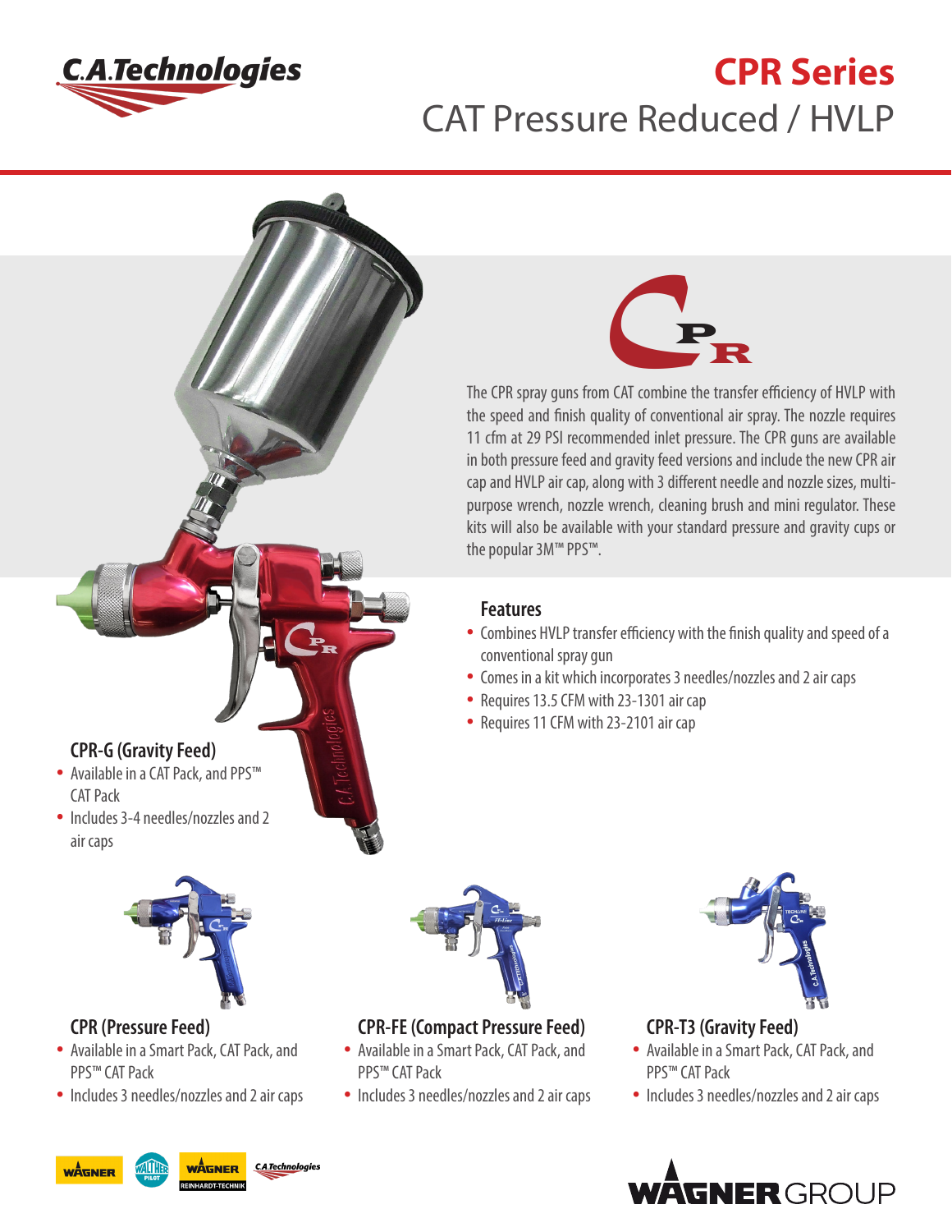C.A.Technologies

# CPR Series

## CAT Pressure Reduced / HVLP

The CPR spray guns from CAT combine the transfer efficiency of HVLP with the speed and finish quality of conventional air spray. The nozzle requires 11 cfm at 29 PSI recommended inlet pressure. The CPR guns are available in both pressure feed and gravity feed versions and include the new CPR air cap and HVLP air cap, along with 3 different needle and nozzle sizes, multi-purpose wrench, nozzle wrench, cleaning brush and mini regulator. These kits will also be available with your standard pressure and gravity cups or the popular 3M™ PPS™.

### Features

- Combines HVLP transfer efficiency with the finish quality and speed of a conventional spray gun
- Comes in a kit which incorporates 3 needles/nozzles and 2 air caps
- Requires 13.5 CFM with 23-1301 air cap
- Requires 11 CFM with 23-2101 air cap

### CPR-G (Gravity Feed)

- Available in a CAT Pack, and PPS™ CAT Pack
- Includes 3-4 needles/nozzles and 2 air caps

### CPR (Pressure Feed)

- Available in a Smart Pack, CAT Pack, and PPS™ CAT Pack
- Includes 3 needles/nozzles and 2 air caps

### CPR-FE (Compact Pressure Feed)

- Available in a Smart Pack, CAT Pack, and PPS™ CAT Pack
- Includes 3 needles/nozzles and 2 air caps

### CPR-T3 (Gravity Feed)

- Available in a Smart Pack, CAT Pack, and PPS™ CAT Pack
- Includes 3 needles/nozzles and 2 air caps

WAGNER GROUP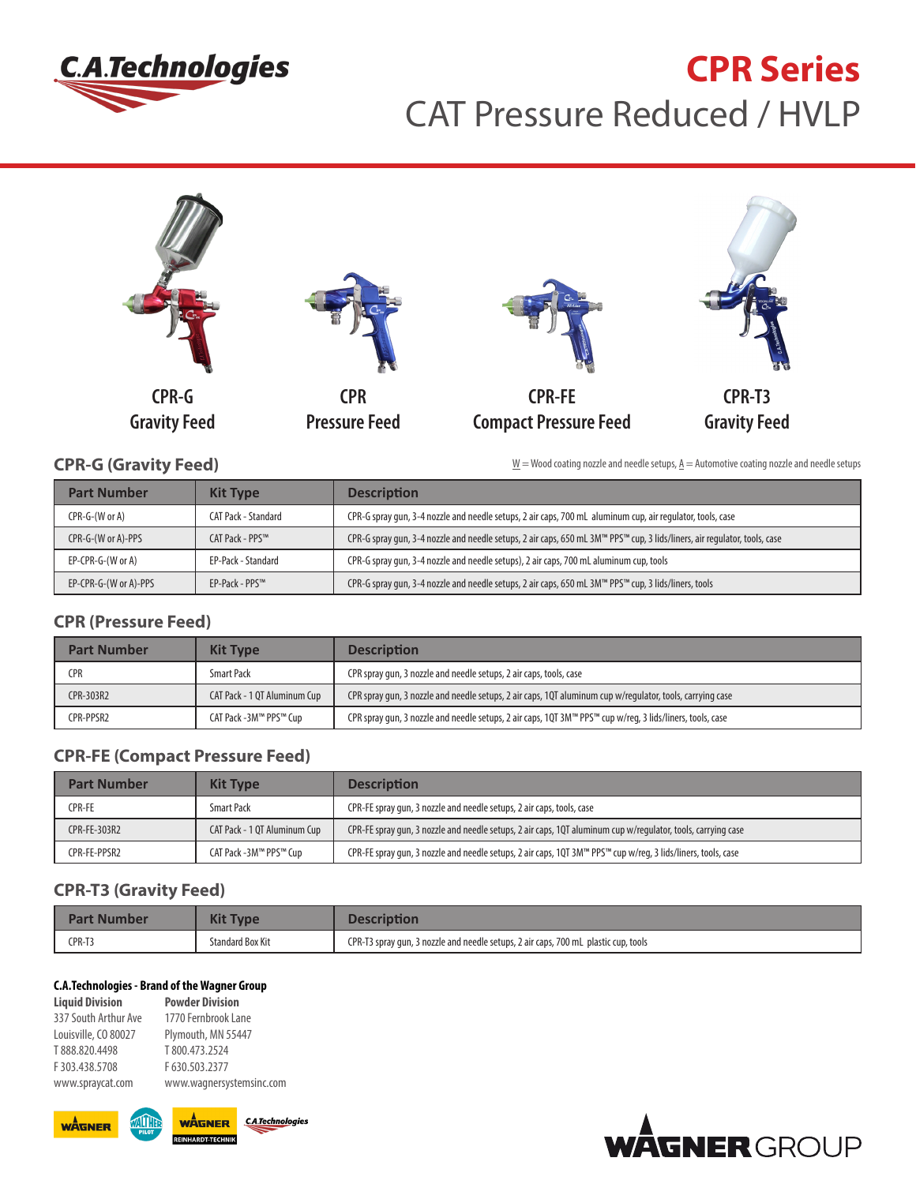# CPR Series

## CAT Pressure Reduced / HVLP

**CPR-G**
Gravity Feed

**CPR**
Pressure Feed

**CPR-FE**
Compact Pressure Feed

**CPR-T3**
Gravity Feed

### CPR-G (Gravity Feed)

W = Wood coating nozzle and needle setups, A = Automotive coating nozzle and needle setups

| Part Number | Kit Type | Description |
|---|---|---|
| CPR-G-(W or A) | CAT Pack - Standard | CPR-G spray gun, 3-4 nozzle and needle setups, 2 air caps, 700 mL aluminum cup, air regulator, tools, case |
| CPR-G-(W or A)-PPS | CAT Pack - PPS™ | CPR-G spray gun, 3-4 nozzle and needle setups, 2 air caps, 650 mL 3M™ PPS™ cup, 3 lids/liners, air regulator, tools, case |
| EP-CPR-G-(W or A) | EP-Pack - Standard | CPR-G spray gun, 3-4 nozzle and needle setups), 2 air caps, 700 mL aluminum cup, tools |
| EP-CPR-G-(W or A)-PPS | EP-Pack - PPS™ | CPR-G spray gun, 3-4 nozzle and needle setups, 2 air caps, 650 mL 3M™ PPS™ cup, 3 lids/liners, tools |

### CPR (Pressure Feed)

| Part Number | Kit Type | Description |
|---|---|---|
| CPR | Smart Pack | CPR spray gun, 3 nozzle and needle setups, 2 air caps, tools, case |
| CPR-303R2 | CAT Pack - 1 QT Aluminum Cup | CPR spray gun, 3 nozzle and needle setups, 2 air caps, 1QT aluminum cup w/regulator, tools, carrying case |
| CPR-PPSR2 | CAT Pack -3M™ PPS™ Cup | CPR spray gun, 3 nozzle and needle setups, 2 air caps, 1QT 3M™ PPS™ cup w/reg, 3 lids/liners, tools, case |

### CPR-FE (Compact Pressure Feed)

| Part Number | Kit Type | Description |
|---|---|---|
| CPR-FE | Smart Pack | CPR-FE spray gun, 3 nozzle and needle setups, 2 air caps, tools, case |
| CPR-FE-303R2 | CAT Pack - 1 QT Aluminum Cup | CPR-FE spray gun, 3 nozzle and needle setups, 2 air caps, 1QT aluminum cup w/regulator, tools, carrying case |
| CPR-FE-PPSR2 | CAT Pack -3M™ PPS™ Cup | CPR-FE spray gun, 3 nozzle and needle setups, 2 air caps, 1QT 3M™ PPS™ cup w/reg, 3 lids/liners, tools, case |

### CPR-T3 (Gravity Feed)

| Part Number | Kit Type | Description |
|---|---|---|
| CPR-T3 | Standard Box Kit | CPR-T3 spray gun, 3 nozzle and needle setups, 2 air caps, 700 mL plastic cup, tools |

**C.A.Technologies - Brand of the Wagner Group**

**Liquid Division**
337 South Arthur Ave
Louisville, CO 80027
T 888.820.4498
F 303.438.5708
www.spraycat.com

**Powder Division**
1770 Fernbrook Lane
Plymouth, MN 55447
T 800.473.2524
F 630.503.2377
www.wagnersystemsinc.com